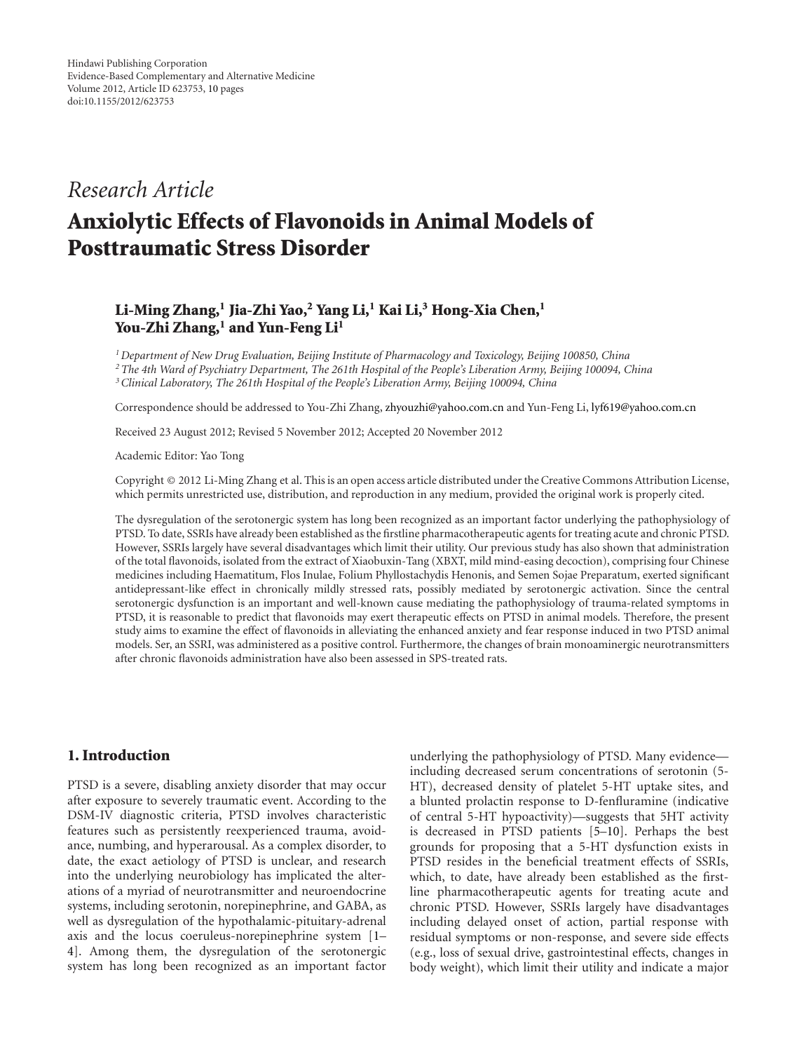Hindawi Publishing Corporation
Evidence-Based Complementary and Alternative Medicine
Volume 2012, Article ID 623753, 10 pages
doi:10.1155/2012/623753

*Research Article*

# Anxiolytic Effects of Flavonoids in Animal Models of Posttraumatic Stress Disorder

**Li-Ming Zhang,[1] Jia-Zhi Yao,[2] Yang Li,[1] Kai Li,[3] Hong-Xia Chen,[1] You-Zhi Zhang,[1] and Yun-Feng Li[1]**

[1] *Department of New Drug Evaluation, Beijing Institute of Pharmacology and Toxicology, Beijing 100850, China*
[2] *The 4th Ward of Psychiatry Department, The 261th Hospital of the People's Liberation Army, Beijing 100094, China*
[3] *Clinical Laboratory, The 261th Hospital of the People's Liberation Army, Beijing 100094, China*

Correspondence should be addressed to You-Zhi Zhang, zhyouzhi@yahoo.com.cn and Yun-Feng Li, lyf619@yahoo.com.cn

Received 23 August 2012; Revised 5 November 2012; Accepted 20 November 2012

Academic Editor: Yao Tong

Copyright © 2012 Li-Ming Zhang et al. This is an open access article distributed under the Creative Commons Attribution License, which permits unrestricted use, distribution, and reproduction in any medium, provided the original work is properly cited.

The dysregulation of the serotonergic system has long been recognized as an important factor underlying the pathophysiology of PTSD. To date, SSRIs have already been established as the firstline pharmacotherapeutic agents for treating acute and chronic PTSD. However, SSRIs largely have several disadvantages which limit their utility. Our previous study has also shown that administration of the total flavonoids, isolated from the extract of Xiaobuxin-Tang (XBXT, mild mind-easing decoction), comprising four Chinese medicines including Haematitum, Flos Inulae, Folium Phyllostachydis Henonis, and Semen Sojae Preparatum, exerted significant antidepressant-like effect in chronically mildly stressed rats, possibly mediated by serotonergic activation. Since the central serotonergic dysfunction is an important and well-known cause mediating the pathophysiology of trauma-related symptoms in PTSD, it is reasonable to predict that flavonoids may exert therapeutic effects on PTSD in animal models. Therefore, the present study aims to examine the effect of flavonoids in alleviating the enhanced anxiety and fear response induced in two PTSD animal models. Ser, an SSRI, was administered as a positive control. Furthermore, the changes of brain monoaminergic neurotransmitters after chronic flavonoids administration have also been assessed in SPS-treated rats.

## 1. Introduction

PTSD is a severe, disabling anxiety disorder that may occur after exposure to severely traumatic event. According to the DSM-IV diagnostic criteria, PTSD involves characteristic features such as persistently reexperienced trauma, avoidance, numbing, and hyperarousal. As a complex disorder, to date, the exact aetiology of PTSD is unclear, and research into the underlying neurobiology has implicated the alterations of a myriad of neurotransmitter and neuroendocrine systems, including serotonin, norepinephrine, and GABA, as well as dysregulation of the hypothalamic-pituitary-adrenal axis and the locus coeruleus-norepinephrine system [1–4]. Among them, the dysregulation of the serotonergic system has long been recognized as an important factor underlying the pathophysiology of PTSD. Many evidence—including decreased serum concentrations of serotonin (5-HT), decreased density of platelet 5-HT uptake sites, and a blunted prolactin response to D-fenfluramine (indicative of central 5-HT hypoactivity)—suggests that 5HT activity is decreased in PTSD patients [5–10]. Perhaps the best grounds for proposing that a 5-HT dysfunction exists in PTSD resides in the beneficial treatment effects of SSRIs, which, to date, have already been established as the first-line pharmacotherapeutic agents for treating acute and chronic PTSD. However, SSRIs largely have disadvantages including delayed onset of action, partial response with residual symptoms or non-response, and severe side effects (e.g., loss of sexual drive, gastrointestinal effects, changes in body weight), which limit their utility and indicate a major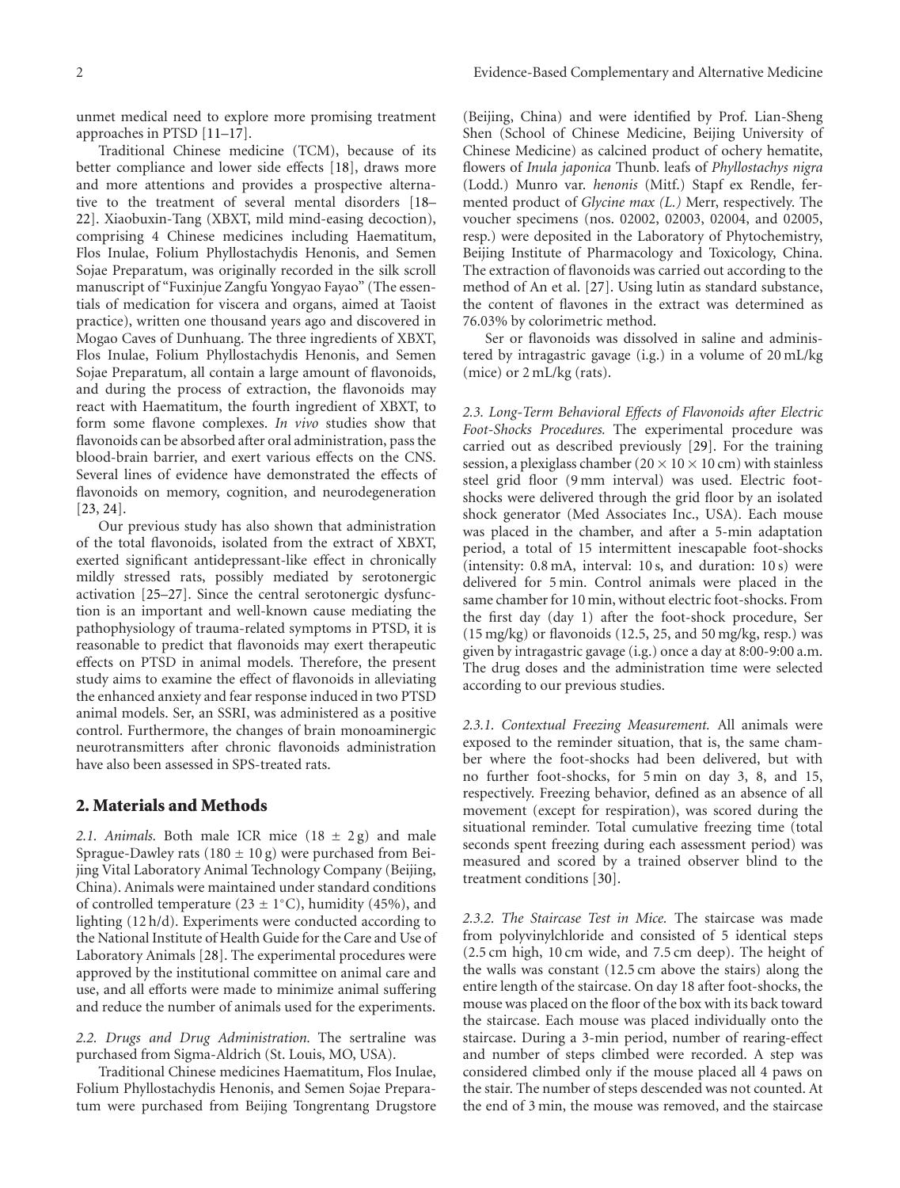unmet medical need to explore more promising treatment approaches in PTSD [11–17].

Traditional Chinese medicine (TCM), because of its better compliance and lower side effects [18], draws more and more attentions and provides a prospective alternative to the treatment of several mental disorders [18–22]. Xiaobuxin-Tang (XBXT, mild mind-easing decoction), comprising 4 Chinese medicines including Haematitum, Flos Inulae, Folium Phyllostachydis Henonis, and Semen Sojae Preparatum, was originally recorded in the silk scroll manuscript of "Fuxinjue Zangfu Yongyao Fayao" (The essentials of medication for viscera and organs, aimed at Taoist practice), written one thousand years ago and discovered in Mogao Caves of Dunhuang. The three ingredients of XBXT, Flos Inulae, Folium Phyllostachydis Henonis, and Semen Sojae Preparatum, all contain a large amount of flavonoids, and during the process of extraction, the flavonoids may react with Haematitum, the fourth ingredient of XBXT, to form some flavone complexes. *In vivo* studies show that flavonoids can be absorbed after oral administration, pass the blood-brain barrier, and exert various effects on the CNS. Several lines of evidence have demonstrated the effects of flavonoids on memory, cognition, and neurodegeneration [23, 24].

Our previous study has also shown that administration of the total flavonoids, isolated from the extract of XBXT, exerted significant antidepressant-like effect in chronically mildly stressed rats, possibly mediated by serotonergic activation [25–27]. Since the central serotonergic dysfunction is an important and well-known cause mediating the pathophysiology of trauma-related symptoms in PTSD, it is reasonable to predict that flavonoids may exert therapeutic effects on PTSD in animal models. Therefore, the present study aims to examine the effect of flavonoids in alleviating the enhanced anxiety and fear response induced in two PTSD animal models. Ser, an SSRI, was administered as a positive control. Furthermore, the changes of brain monoaminergic neurotransmitters after chronic flavonoids administration have also been assessed in SPS-treated rats.

## 2. Materials and Methods

*2.1. Animals.* Both male ICR mice ($18 \pm 2$ g) and male Sprague-Dawley rats ($180 \pm 10$ g) were purchased from Beijing Vital Laboratory Animal Technology Company (Beijing, China). Animals were maintained under standard conditions of controlled temperature ($23 \pm 1^{\circ}$C), humidity (45%), and lighting (12 h/d). Experiments were conducted according to the National Institute of Health Guide for the Care and Use of Laboratory Animals [28]. The experimental procedures were approved by the institutional committee on animal care and use, and all efforts were made to minimize animal suffering and reduce the number of animals used for the experiments.

*2.2. Drugs and Drug Administration.* The sertraline was purchased from Sigma-Aldrich (St. Louis, MO, USA).

Traditional Chinese medicines Haematitum, Flos Inulae, Folium Phyllostachydis Henonis, and Semen Sojae Preparatum were purchased from Beijing Tongrentang Drugstore (Beijing, China) and were identified by Prof. Lian-Sheng Shen (School of Chinese Medicine, Beijing University of Chinese Medicine) as calcined product of ochery hematite, flowers of *Inula japonica* Thunb. leafs of *Phyllostachys nigra* (Lodd.) Munro var. *henonis* (Mitf.) Stapf ex Rendle, fermented product of *Glycine max (L.)* Merr, respectively. The voucher specimens (nos. 02002, 02003, 02004, and 02005, resp.) were deposited in the Laboratory of Phytochemistry, Beijing Institute of Pharmacology and Toxicology, China. The extraction of flavonoids was carried out according to the method of An et al. [27]. Using lutin as standard substance, the content of flavones in the extract was determined as 76.03% by colorimetric method.

Ser or flavonoids was dissolved in saline and administered by intragastric gavage (i.g.) in a volume of 20 mL/kg (mice) or 2 mL/kg (rats).

*2.3. Long-Term Behavioral Effects of Flavonoids after Electric Foot-Shocks Procedures.* The experimental procedure was carried out as described previously [29]. For the training session, a plexiglass chamber ($20 \times 10 \times 10$ cm) with stainless steel grid floor (9 mm interval) was used. Electric foot-shocks were delivered through the grid floor by an isolated shock generator (Med Associates Inc., USA). Each mouse was placed in the chamber, and after a 5-min adaptation period, a total of 15 intermittent inescapable foot-shocks (intensity: 0.8 mA, interval: 10 s, and duration: 10 s) were delivered for 5 min. Control animals were placed in the same chamber for 10 min, without electric foot-shocks. From the first day (day 1) after the foot-shock procedure, Ser (15 mg/kg) or flavonoids (12.5, 25, and 50 mg/kg, resp.) was given by intragastric gavage (i.g.) once a day at 8:00-9:00 a.m. The drug doses and the administration time were selected according to our previous studies.

*2.3.1. Contextual Freezing Measurement.* All animals were exposed to the reminder situation, that is, the same chamber where the foot-shocks had been delivered, but with no further foot-shocks, for 5 min on day 3, 8, and 15, respectively. Freezing behavior, defined as an absence of all movement (except for respiration), was scored during the situational reminder. Total cumulative freezing time (total seconds spent freezing during each assessment period) was measured and scored by a trained observer blind to the treatment conditions [30].

*2.3.2. The Staircase Test in Mice.* The staircase was made from polyvinylchloride and consisted of 5 identical steps (2.5 cm high, 10 cm wide, and 7.5 cm deep). The height of the walls was constant (12.5 cm above the stairs) along the entire length of the staircase. On day 18 after foot-shocks, the mouse was placed on the floor of the box with its back toward the staircase. Each mouse was placed individually onto the staircase. During a 3-min period, number of rearing-effect and number of steps climbed were recorded. A step was considered climbed only if the mouse placed all 4 paws on the stair. The number of steps descended was not counted. At the end of 3 min, the mouse was removed, and the staircase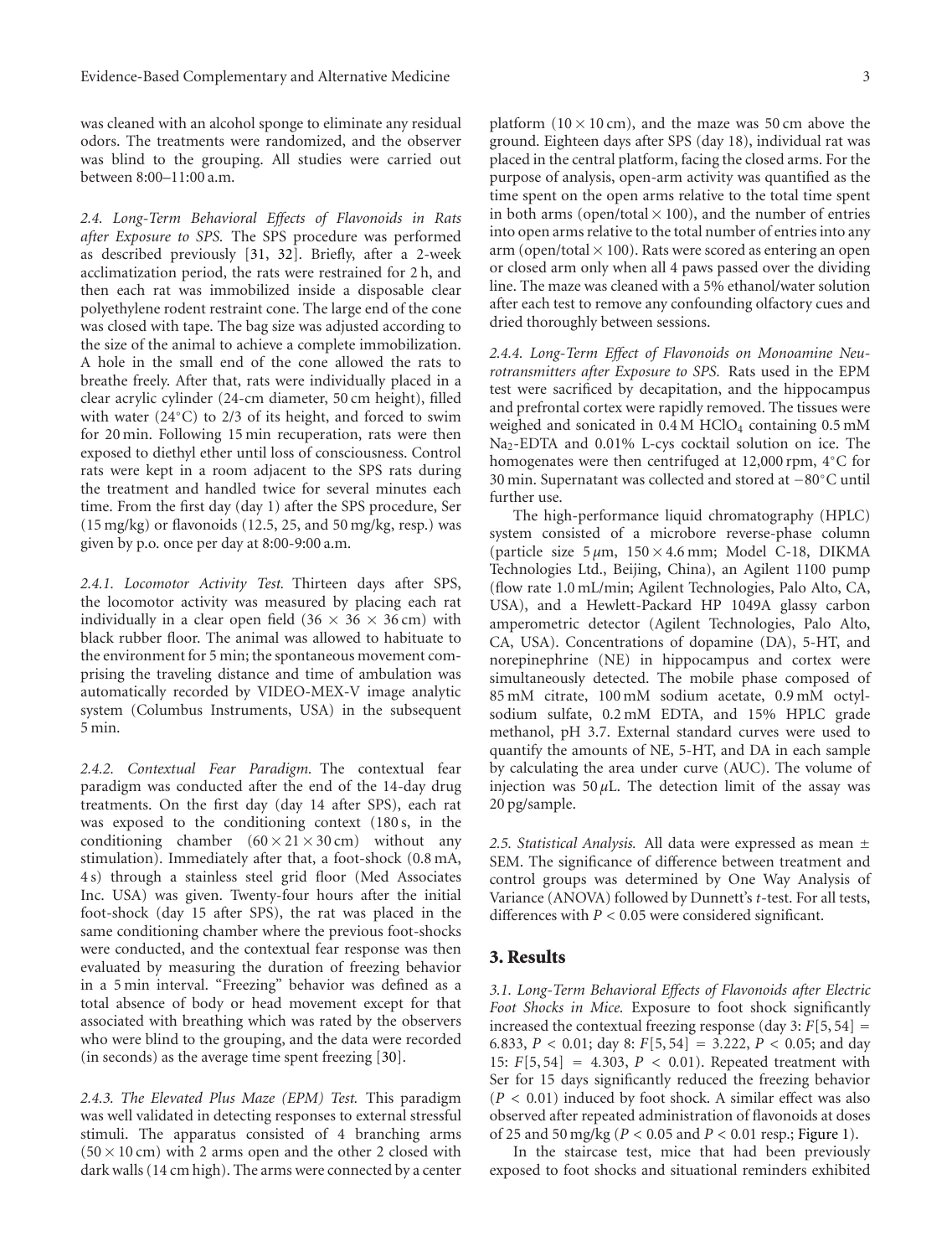was cleaned with an alcohol sponge to eliminate any residual odors. The treatments were randomized, and the observer was blind to the grouping. All studies were carried out between 8:00–11:00 a.m.

*2.4. Long-Term Behavioral Effects of Flavonoids in Rats after Exposure to SPS.* The SPS procedure was performed as described previously [31, 32]. Briefly, after a 2-week acclimatization period, the rats were restrained for 2 h, and then each rat was immobilized inside a disposable clear polyethylene rodent restraint cone. The large end of the cone was closed with tape. The bag size was adjusted according to the size of the animal to achieve a complete immobilization. A hole in the small end of the cone allowed the rats to breathe freely. After that, rats were individually placed in a clear acrylic cylinder (24-cm diameter, 50 cm height), filled with water (24°C) to 2/3 of its height, and forced to swim for 20 min. Following 15 min recuperation, rats were then exposed to diethyl ether until loss of consciousness. Control rats were kept in a room adjacent to the SPS rats during the treatment and handled twice for several minutes each time. From the first day (day 1) after the SPS procedure, Ser (15 mg/kg) or flavonoids (12.5, 25, and 50 mg/kg, resp.) was given by p.o. once per day at 8:00-9:00 a.m.

*2.4.1. Locomotor Activity Test.* Thirteen days after SPS, the locomotor activity was measured by placing each rat individually in a clear open field (36 × 36 × 36 cm) with black rubber floor. The animal was allowed to habituate to the environment for 5 min; the spontaneous movement comprising the traveling distance and time of ambulation was automatically recorded by VIDEO-MEX-V image analytic system (Columbus Instruments, USA) in the subsequent 5 min.

*2.4.2. Contextual Fear Paradigm.* The contextual fear paradigm was conducted after the end of the 14-day drug treatments. On the first day (day 14 after SPS), each rat was exposed to the conditioning context (180 s, in the conditioning chamber (60 × 21 × 30 cm) without any stimulation). Immediately after that, a foot-shock (0.8 mA, 4 s) through a stainless steel grid floor (Med Associates Inc. USA) was given. Twenty-four hours after the initial foot-shock (day 15 after SPS), the rat was placed in the same conditioning chamber where the previous foot-shocks were conducted, and the contextual fear response was then evaluated by measuring the duration of freezing behavior in a 5 min interval. "Freezing" behavior was defined as a total absence of body or head movement except for that associated with breathing which was rated by the observers who were blind to the grouping, and the data were recorded (in seconds) as the average time spent freezing [30].

*2.4.3. The Elevated Plus Maze (EPM) Test.* This paradigm was well validated in detecting responses to external stressful stimuli. The apparatus consisted of 4 branching arms (50 × 10 cm) with 2 arms open and the other 2 closed with dark walls (14 cm high). The arms were connected by a center platform (10 × 10 cm), and the maze was 50 cm above the ground. Eighteen days after SPS (day 18), individual rat was placed in the central platform, facing the closed arms. For the purpose of analysis, open-arm activity was quantified as the time spent on the open arms relative to the total time spent in both arms (open/total × 100), and the number of entries into open arms relative to the total number of entries into any arm (open/total × 100). Rats were scored as entering an open or closed arm only when all 4 paws passed over the dividing line. The maze was cleaned with a 5% ethanol/water solution after each test to remove any confounding olfactory cues and dried thoroughly between sessions.

*2.4.4. Long-Term Effect of Flavonoids on Monoamine Neurotransmitters after Exposure to SPS.* Rats used in the EPM test were sacrificed by decapitation, and the hippocampus and prefrontal cortex were rapidly removed. The tissues were weighed and sonicated in 0.4 M $HClO_4$ containing 0.5 mM $Na_2$-EDTA and 0.01% L-cys cocktail solution on ice. The homogenates were then centrifuged at 12,000 rpm, 4°C for 30 min. Supernatant was collected and stored at −80°C until further use.

The high-performance liquid chromatography (HPLC) system consisted of a microbore reverse-phase column (particle size 5 $\mu$m, 150 × 4.6 mm; Model C-18, DIKMA Technologies Ltd., Beijing, China), an Agilent 1100 pump (flow rate 1.0 mL/min; Agilent Technologies, Palo Alto, CA, USA), and a Hewlett-Packard HP 1049A glassy carbon amperometric detector (Agilent Technologies, Palo Alto, CA, USA). Concentrations of dopamine (DA), 5-HT, and norepinephrine (NE) in hippocampus and cortex were simultaneously detected. The mobile phase composed of 85 mM citrate, 100 mM sodium acetate, 0.9 mM octyl-sodium sulfate, 0.2 mM EDTA, and 15% HPLC grade methanol, pH 3.7. External standard curves were used to quantify the amounts of NE, 5-HT, and DA in each sample by calculating the area under curve (AUC). The volume of injection was 50 $\mu$L. The detection limit of the assay was 20 pg/sample.

*2.5. Statistical Analysis.* All data were expressed as mean ± SEM. The significance of difference between treatment and control groups was determined by One Way Analysis of Variance (ANOVA) followed by Dunnett's *t*-test. For all tests, differences with $P < 0.05$ were considered significant.

## 3. Results

*3.1. Long-Term Behavioral Effects of Flavonoids after Electric Foot Shocks in Mice.* Exposure to foot shock significantly increased the contextual freezing response (day 3: $F[5, 54] = 6.833$, $P < 0.01$; day 8: $F[5, 54] = 3.222$, $P < 0.05$; and day 15: $F[5, 54] = 4.303$, $P < 0.01$). Repeated treatment with Ser for 15 days significantly reduced the freezing behavior ($P < 0.01$) induced by foot shock. A similar effect was also observed after repeated administration of flavonoids at doses of 25 and 50 mg/kg ($P < 0.05$ and $P < 0.01$ resp.; Figure 1).

In the staircase test, mice that had been previously exposed to foot shocks and situational reminders exhibited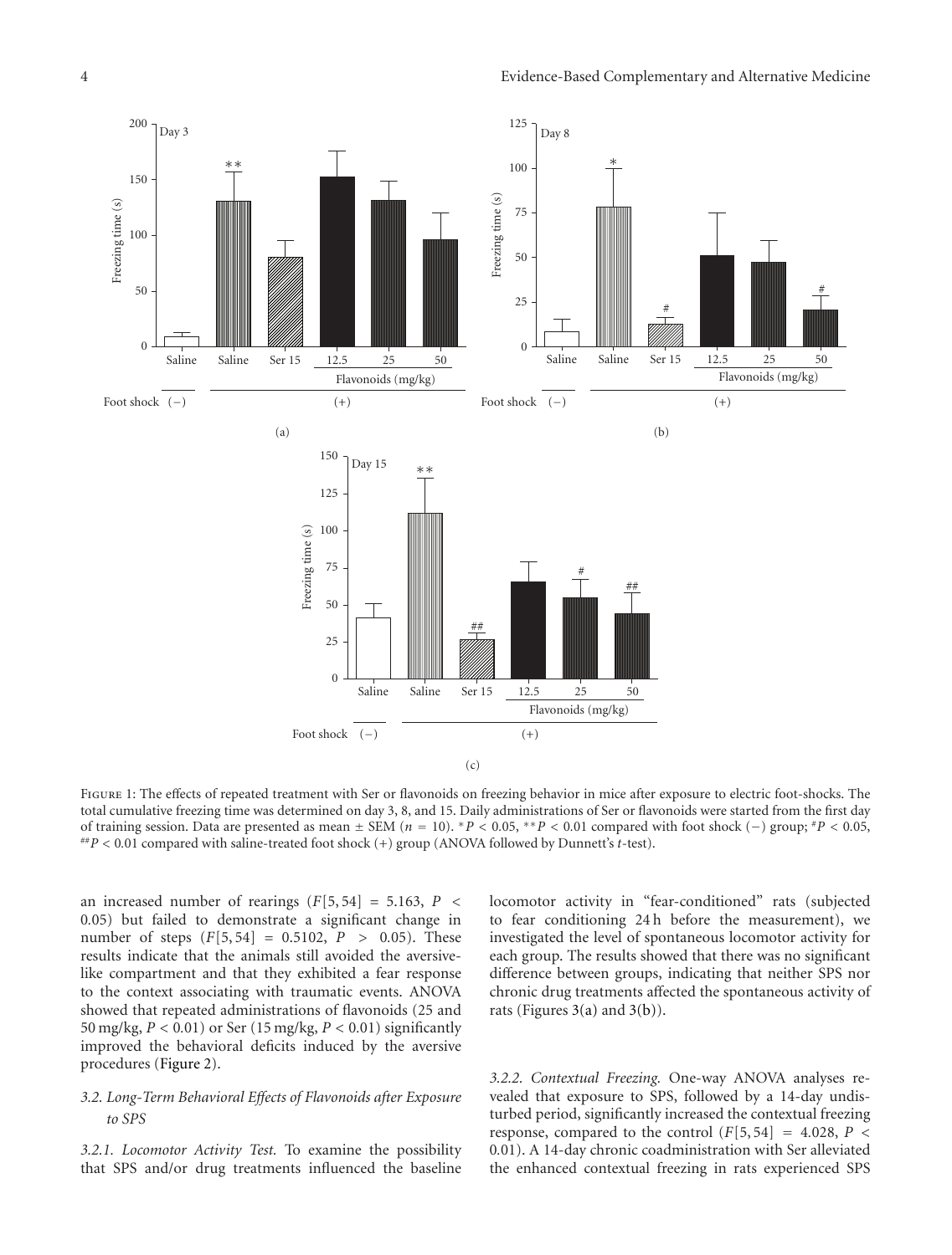Figure 1: The effects of repeated treatment with Ser or flavonoids on freezing behavior in mice after exposure to electric foot-shocks. The total cumulative freezing time was determined on day 3, 8, and 15. Daily administrations of Ser or flavonoids were started from the first day of training session. Data are presented as mean ± SEM ($n = 10$). $^{*}P < 0.05$, $^{**}P < 0.01$ compared with foot shock (−) group; $^{\#}P < 0.05$, $^{\#\#}P < 0.01$ compared with saline-treated foot shock (+) group (ANOVA followed by Dunnett's $t$-test).

an increased number of rearings ($F[5, 54] = 5.163$, $P < 0.05$) but failed to demonstrate a significant change in number of steps ($F[5, 54] = 0.5102$, $P > 0.05$). These results indicate that the animals still avoided the aversive-like compartment and that they exhibited a fear response to the context associating with traumatic events. ANOVA showed that repeated administrations of flavonoids (25 and 50 mg/kg, $P < 0.01$) or Ser (15 mg/kg, $P < 0.01$) significantly improved the behavioral deficits induced by the aversive procedures (Figure 2).

### 3.2. Long-Term Behavioral Effects of Flavonoids after Exposure to SPS

*3.2.1. Locomotor Activity Test.* To examine the possibility that SPS and/or drug treatments influenced the baseline locomotor activity in "fear-conditioned" rats (subjected to fear conditioning 24 h before the measurement), we investigated the level of spontaneous locomotor activity for each group. The results showed that there was no significant difference between groups, indicating that neither SPS nor chronic drug treatments affected the spontaneous activity of rats (Figures 3(a) and 3(b)).

*3.2.2. Contextual Freezing.* One-way ANOVA analyses revealed that exposure to SPS, followed by a 14-day undisturbed period, significantly increased the contextual freezing response, compared to the control ($F[5, 54] = 4.028$, $P < 0.01$). A 14-day chronic coadministration with Ser alleviated the enhanced contextual freezing in rats experienced SPS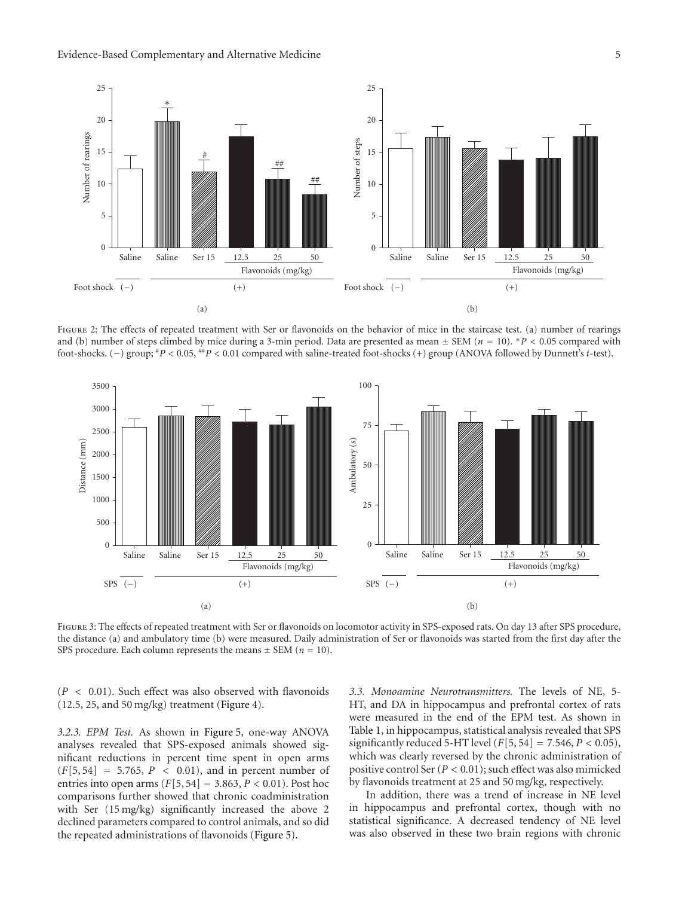Figure 2: The effects of repeated treatment with Ser or flavonoids on the behavior of mice in the staircase test. (a) number of rearings and (b) number of steps climbed by mice during a 3-min period. Data are presented as mean ± SEM ($n = 10$). $^{*}P < 0.05$ compared with foot-shocks. (−) group; $^{\#}P < 0.05$, $^{\#\#}P < 0.01$ compared with saline-treated foot-shocks (+) group (ANOVA followed by Dunnett's $t$-test).

Figure 3: The effects of repeated treatment with Ser or flavonoids on locomotor activity in SPS-exposed rats. On day 13 after SPS procedure, the distance (a) and ambulatory time (b) were measured. Daily administration of Ser or flavonoids was started from the first day after the SPS procedure. Each column represents the means ± SEM ($n = 10$).

($P < 0.01$). Such effect was also observed with flavonoids (12.5, 25, and 50 mg/kg) treatment (Figure 4).

*3.2.3. EPM Test.* As shown in Figure 5, one-way ANOVA analyses revealed that SPS-exposed animals showed significant reductions in percent time spent in open arms ($F[5, 54] = 5.765$, $P < 0.01$), and in percent number of entries into open arms ($F[5, 54] = 3.863$, $P < 0.01$). Post hoc comparisons further showed that chronic coadministration with Ser (15 mg/kg) significantly increased the above 2 declined parameters compared to control animals, and so did the repeated administrations of flavonoids (Figure 5).

*3.3. Monoamine Neurotransmitters.* The levels of NE, 5-HT, and DA in hippocampus and prefrontal cortex of rats were measured in the end of the EPM test. As shown in Table 1, in hippocampus, statistical analysis revealed that SPS significantly reduced 5-HT level ($F[5, 54] = 7.546$, $P < 0.05$), which was clearly reversed by the chronic administration of positive control Ser ($P < 0.01$); such effect was also mimicked by flavonoids treatment at 25 and 50 mg/kg, respectively.

In addition, there was a trend of increase in NE level in hippocampus and prefrontal cortex, though with no statistical significance. A decreased tendency of NE level was also observed in these two brain regions with chronic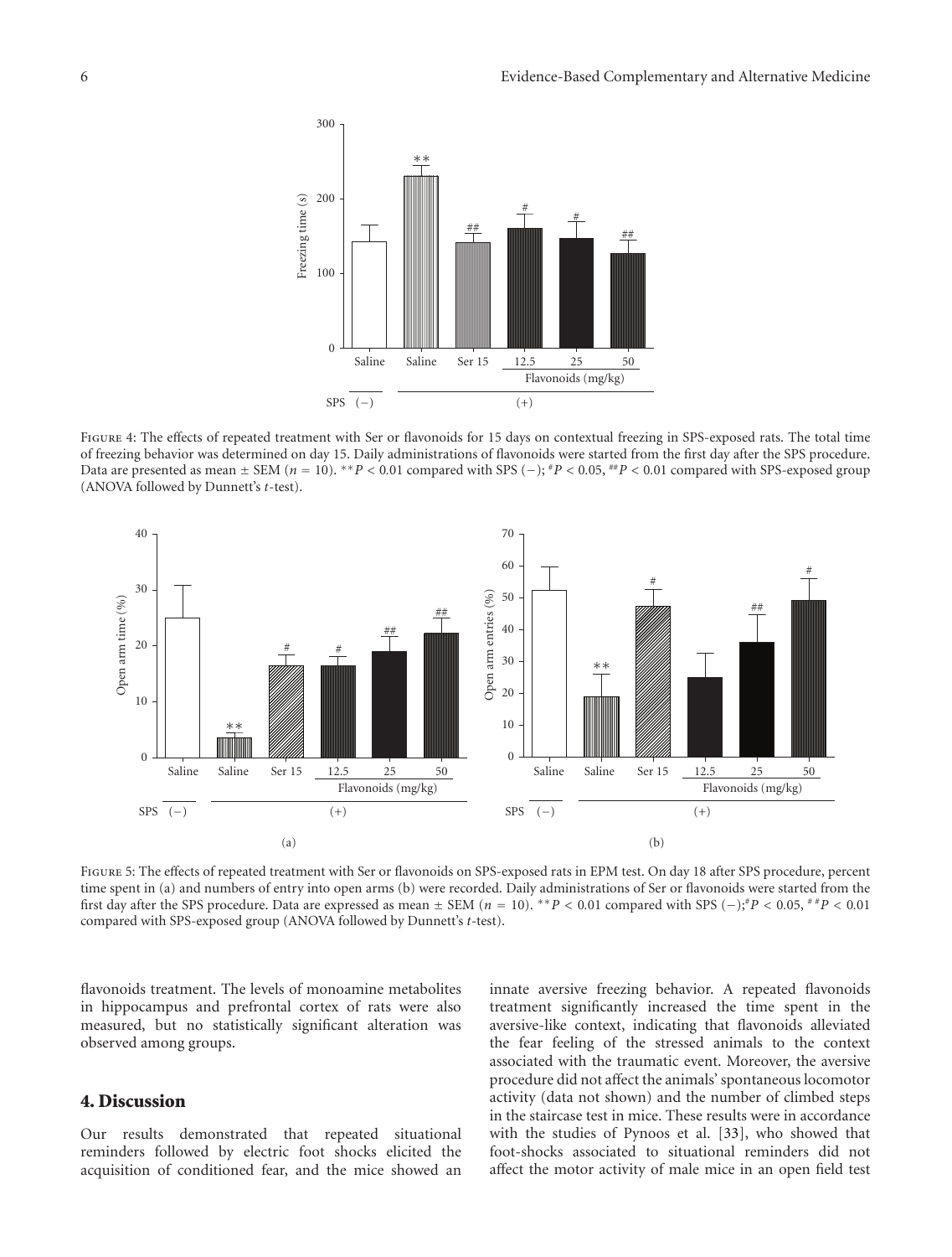Figure 4: The effects of repeated treatment with Ser or flavonoids for 15 days on contextual freezing in SPS-exposed rats. The total time of freezing behavior was determined on day 15. Daily administrations of flavonoids were started from the first day after the SPS procedure. Data are presented as mean ± SEM ($n = 10$). $^{**}P < 0.01$ compared with SPS (−); $^{\#}P < 0.05$, $^{\#\#}P < 0.01$ compared with SPS-exposed group (ANOVA followed by Dunnett's *t*-test).

Figure 5: The effects of repeated treatment with Ser or flavonoids on SPS-exposed rats in EPM test. On day 18 after SPS procedure, percent time spent in (a) and numbers of entry into open arms (b) were recorded. Daily administrations of Ser or flavonoids were started from the first day after the SPS procedure. Data are expressed as mean ± SEM ($n = 10$). $^{**}P < 0.01$ compared with SPS (−); $^{\#}P < 0.05$, $^{\#\#}P < 0.01$ compared with SPS-exposed group (ANOVA followed by Dunnett's *t*-test).

flavonoids treatment. The levels of monoamine metabolites in hippocampus and prefrontal cortex of rats were also measured, but no statistically significant alteration was observed among groups.

## 4. Discussion

Our results demonstrated that repeated situational reminders followed by electric foot shocks elicited the acquisition of conditioned fear, and the mice showed an innate aversive freezing behavior. A repeated flavonoids treatment significantly increased the time spent in the aversive-like context, indicating that flavonoids alleviated the fear feeling of the stressed animals to the context associated with the traumatic event. Moreover, the aversive procedure did not affect the animals' spontaneous locomotor activity (data not shown) and the number of climbed steps in the staircase test in mice. These results were in accordance with the studies of Pynoos et al. [33], who showed that foot-shocks associated to situational reminders did not affect the motor activity of male mice in an open field test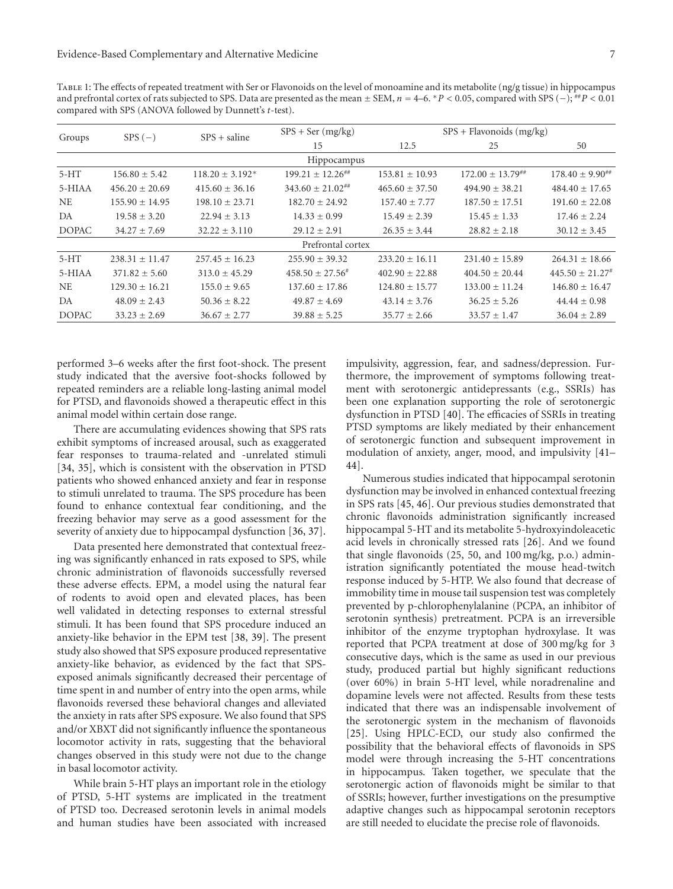Table 1: The effects of repeated treatment with Ser or Flavonoids on the level of monoamine and its metabolite (ng/g tissue) in hippocampus and prefrontal cortex of rats subjected to SPS. Data are presented as the mean ± SEM, $n = 4$–6. $^{*}P < 0.05$, compared with SPS (−); $^{\#\#}P < 0.01$ compared with SPS (−) (ANOVA followed by Dunnett's $t$-test).

| Groups | SPS (−) | SPS + saline | SPS + Ser (mg/kg) | SPS + Flavonoids (mg/kg) | | |
|---|---|---|---|---|---|---|
| | | | 15 | 12.5 | 25 | 50 |
| Hippocampus | | | | | | |
| 5-HT | 156.80 ± 5.42 | 118.20 ± 3.192$^{*}$ | 199.21 ± 12.26$^{\#\#}$ | 153.81 ± 10.93 | 172.00 ± 13.79$^{\#\#}$ | 178.40 ± 9.90$^{\#\#}$ |
| 5-HIAA | 456.20 ± 20.69 | 415.60 ± 36.16 | 343.60 ± 21.02$^{\#\#}$ | 465.60 ± 37.50 | 494.90 ± 38.21 | 484.40 ± 17.65 |
| NE | 155.90 ± 14.95 | 198.10 ± 23.71 | 182.70 ± 24.92 | 157.40 ± 7.77 | 187.50 ± 17.51 | 191.60 ± 22.08 |
| DA | 19.58 ± 3.20 | 22.94 ± 3.13 | 14.33 ± 0.99 | 15.49 ± 2.39 | 15.45 ± 1.33 | 17.46 ± 2.24 |
| DOPAC | 34.27 ± 7.69 | 32.22 ± 3.110 | 29.12 ± 2.91 | 26.35 ± 3.44 | 28.82 ± 2.18 | 30.12 ± 3.45 |
| Prefrontal cortex | | | | | | |
| 5-HT | 238.31 ± 11.47 | 257.45 ± 16.23 | 255.90 ± 39.32 | 233.20 ± 16.11 | 231.40 ± 15.89 | 264.31 ± 18.66 |
| 5-HIAA | 371.82 ± 5.60 | 313.0 ± 45.29 | 458.50 ± 27.56$^{\#}$ | 402.90 ± 22.88 | 404.50 ± 20.44 | 445.50 ± 21.27$^{\#}$ |
| NE | 129.30 ± 16.21 | 155.0 ± 9.65 | 137.60 ± 17.86 | 124.80 ± 15.77 | 133.00 ± 11.24 | 146.80 ± 16.47 |
| DA | 48.09 ± 2.43 | 50.36 ± 8.22 | 49.87 ± 4.69 | 43.14 ± 3.76 | 36.25 ± 5.26 | 44.44 ± 0.98 |
| DOPAC | 33.23 ± 2.69 | 36.67 ± 2.77 | 39.88 ± 5.25 | 35.77 ± 2.66 | 33.57 ± 1.47 | 36.04 ± 2.89 |

performed 3–6 weeks after the first foot-shock. The present study indicated that the aversive foot-shocks followed by repeated reminders are a reliable long-lasting animal model for PTSD, and flavonoids showed a therapeutic effect in this animal model within certain dose range.

There are accumulating evidences showing that SPS rats exhibit symptoms of increased arousal, such as exaggerated fear responses to trauma-related and -unrelated stimuli [34, 35], which is consistent with the observation in PTSD patients who showed enhanced anxiety and fear in response to stimuli unrelated to trauma. The SPS procedure has been found to enhance contextual fear conditioning, and the freezing behavior may serve as a good assessment for the severity of anxiety due to hippocampal dysfunction [36, 37].

Data presented here demonstrated that contextual freezing was significantly enhanced in rats exposed to SPS, while chronic administration of flavonoids successfully reversed these adverse effects. EPM, a model using the natural fear of rodents to avoid open and elevated places, has been well validated in detecting responses to external stressful stimuli. It has been found that SPS procedure induced an anxiety-like behavior in the EPM test [38, 39]. The present study also showed that SPS exposure produced representative anxiety-like behavior, as evidenced by the fact that SPS-exposed animals significantly decreased their percentage of time spent in and number of entry into the open arms, while flavonoids reversed these behavioral changes and alleviated the anxiety in rats after SPS exposure. We also found that SPS and/or XBXT did not significantly influence the spontaneous locomotor activity in rats, suggesting that the behavioral changes observed in this study were not due to the change in basal locomotor activity.

While brain 5-HT plays an important role in the etiology of PTSD, 5-HT systems are implicated in the treatment of PTSD too. Decreased serotonin levels in animal models and human studies have been associated with increased impulsivity, aggression, fear, and sadness/depression. Furthermore, the improvement of symptoms following treatment with serotonergic antidepressants (e.g., SSRIs) has been one explanation supporting the role of serotonergic dysfunction in PTSD [40]. The efficacies of SSRIs in treating PTSD symptoms are likely mediated by their enhancement of serotonergic function and subsequent improvement in modulation of anxiety, anger, mood, and impulsivity [41–44].

Numerous studies indicated that hippocampal serotonin dysfunction may be involved in enhanced contextual freezing in SPS rats [45, 46]. Our previous studies demonstrated that chronic flavonoids administration significantly increased hippocampal 5-HT and its metabolite 5-hydroxyindoleacetic acid levels in chronically stressed rats [26]. And we found that single flavonoids (25, 50, and 100 mg/kg, p.o.) administration significantly potentiated the mouse head-twitch response induced by 5-HTP. We also found that decrease of immobility time in mouse tail suspension test was completely prevented by p-chlorophenylalanine (PCPA, an inhibitor of serotonin synthesis) pretreatment. PCPA is an irreversible inhibitor of the enzyme tryptophan hydroxylase. It was reported that PCPA treatment at dose of 300 mg/kg for 3 consecutive days, which is the same as used in our previous study, produced partial but highly significant reductions (over 60%) in brain 5-HT level, while noradrenaline and dopamine levels were not affected. Results from these tests indicated that there was an indispensable involvement of the serotonergic system in the mechanism of flavonoids [25]. Using HPLC-ECD, our study also confirmed the possibility that the behavioral effects of flavonoids in SPS model were through increasing the 5-HT concentrations in hippocampus. Taken together, we speculate that the serotonergic action of flavonoids might be similar to that of SSRIs; however, further investigations on the presumptive adaptive changes such as hippocampal serotonin receptors are still needed to elucidate the precise role of flavonoids.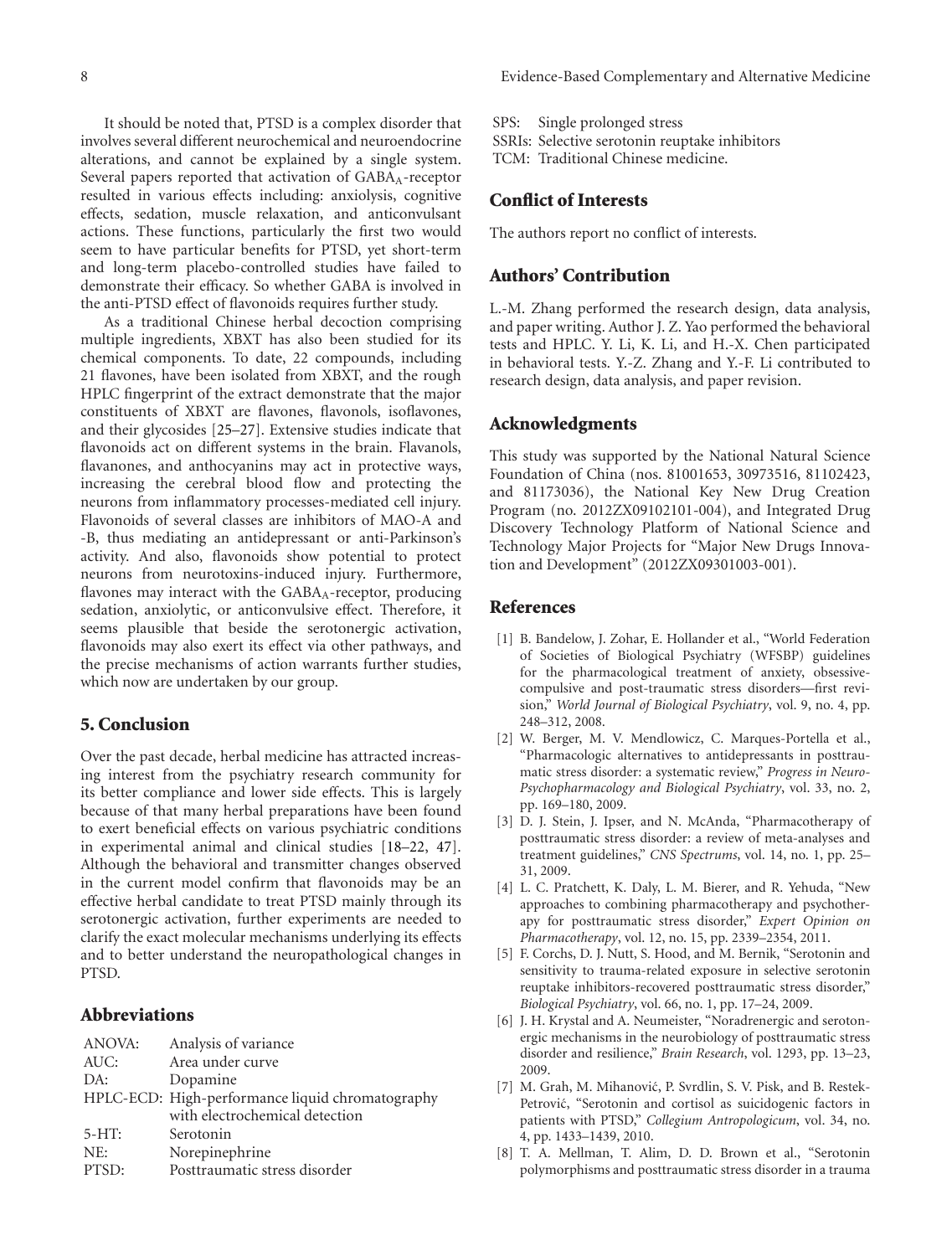It should be noted that, PTSD is a complex disorder that involves several different neurochemical and neuroendocrine alterations, and cannot be explained by a single system. Several papers reported that activation of $GABA_A$-receptor resulted in various effects including: anxiolysis, cognitive effects, sedation, muscle relaxation, and anticonvulsant actions. These functions, particularly the first two would seem to have particular benefits for PTSD, yet short-term and long-term placebo-controlled studies have failed to demonstrate their efficacy. So whether GABA is involved in the anti-PTSD effect of flavonoids requires further study.

As a traditional Chinese herbal decoction comprising multiple ingredients, XBXT has also been studied for its chemical components. To date, 22 compounds, including 21 flavones, have been isolated from XBXT, and the rough HPLC fingerprint of the extract demonstrate that the major constituents of XBXT are flavones, flavonols, isoflavones, and their glycosides [25–27]. Extensive studies indicate that flavonoids act on different systems in the brain. Flavanols, flavanones, and anthocyanins may act in protective ways, increasing the cerebral blood flow and protecting the neurons from inflammatory processes-mediated cell injury. Flavonoids of several classes are inhibitors of MAO-A and -B, thus mediating an antidepressant or anti-Parkinson's activity. And also, flavonoids show potential to protect neurons from neurotoxins-induced injury. Furthermore, flavones may interact with the $GABA_A$-receptor, producing sedation, anxiolytic, or anticonvulsive effect. Therefore, it seems plausible that beside the serotonergic activation, flavonoids may also exert its effect via other pathways, and the precise mechanisms of action warrants further studies, which now are undertaken by our group.

## 5. Conclusion

Over the past decade, herbal medicine has attracted increasing interest from the psychiatry research community for its better compliance and lower side effects. This is largely because of that many herbal preparations have been found to exert beneficial effects on various psychiatric conditions in experimental animal and clinical studies [18–22, 47]. Although the behavioral and transmitter changes observed in the current model confirm that flavonoids may be an effective herbal candidate to treat PTSD mainly through its serotonergic activation, further experiments are needed to clarify the exact molecular mechanisms underlying its effects and to better understand the neuropathological changes in PTSD.

## Abbreviations

ANOVA: Analysis of variance
AUC: Area under curve
DA: Dopamine
HPLC-ECD: High-performance liquid chromatography with electrochemical detection
5-HT: Serotonin
NE: Norepinephrine
PTSD: Posttraumatic stress disorder
SPS: Single prolonged stress
SSRIs: Selective serotonin reuptake inhibitors
TCM: Traditional Chinese medicine.

## Conflict of Interests

The authors report no conflict of interests.

## Authors' Contribution

L.-M. Zhang performed the research design, data analysis, and paper writing. Author J. Z. Yao performed the behavioral tests and HPLC. Y. Li, K. Li, and H.-X. Chen participated in behavioral tests. Y.-Z. Zhang and Y.-F. Li contributed to research design, data analysis, and paper revision.

## Acknowledgments

This study was supported by the National Natural Science Foundation of China (nos. 81001653, 30973516, 81102423, and 81173036), the National Key New Drug Creation Program (no. 2012ZX09102101-004), and Integrated Drug Discovery Technology Platform of National Science and Technology Major Projects for "Major New Drugs Innovation and Development" (2012ZX09301003-001).

## References

[1] B. Bandelow, J. Zohar, E. Hollander et al., "World Federation of Societies of Biological Psychiatry (WFSBP) guidelines for the pharmacological treatment of anxiety, obsessive-compulsive and post-traumatic stress disorders—first revision," *World Journal of Biological Psychiatry*, vol. 9, no. 4, pp. 248–312, 2008.

[2] W. Berger, M. V. Mendlowicz, C. Marques-Portella et al., "Pharmacologic alternatives to antidepressants in posttraumatic stress disorder: a systematic review," *Progress in Neuro-Psychopharmacology and Biological Psychiatry*, vol. 33, no. 2, pp. 169–180, 2009.

[3] D. J. Stein, J. Ipser, and N. McAnda, "Pharmacotherapy of posttraumatic stress disorder: a review of meta-analyses and treatment guidelines," *CNS Spectrums*, vol. 14, no. 1, pp. 25–31, 2009.

[4] L. C. Pratchett, K. Daly, L. M. Bierer, and R. Yehuda, "New approaches to combining pharmacotherapy and psychotherapy for posttraumatic stress disorder," *Expert Opinion on Pharmacotherapy*, vol. 12, no. 15, pp. 2339–2354, 2011.

[5] F. Corchs, D. J. Nutt, S. Hood, and M. Bernik, "Serotonin and sensitivity to trauma-related exposure in selective serotonin reuptake inhibitors-recovered posttraumatic stress disorder," *Biological Psychiatry*, vol. 66, no. 1, pp. 17–24, 2009.

[6] J. H. Krystal and A. Neumeister, "Noradrenergic and serotonergic mechanisms in the neurobiology of posttraumatic stress disorder and resilience," *Brain Research*, vol. 1293, pp. 13–23, 2009.

[7] M. Grah, M. Mihanović, P. Svrdlin, S. V. Pisk, and B. Restek-Petrović, "Serotonin and cortisol as suicidogenic factors in patients with PTSD," *Collegium Antropologicum*, vol. 34, no. 4, pp. 1433–1439, 2010.

[8] T. A. Mellman, T. Alim, D. D. Brown et al., "Serotonin polymorphisms and posttraumatic stress disorder in a trauma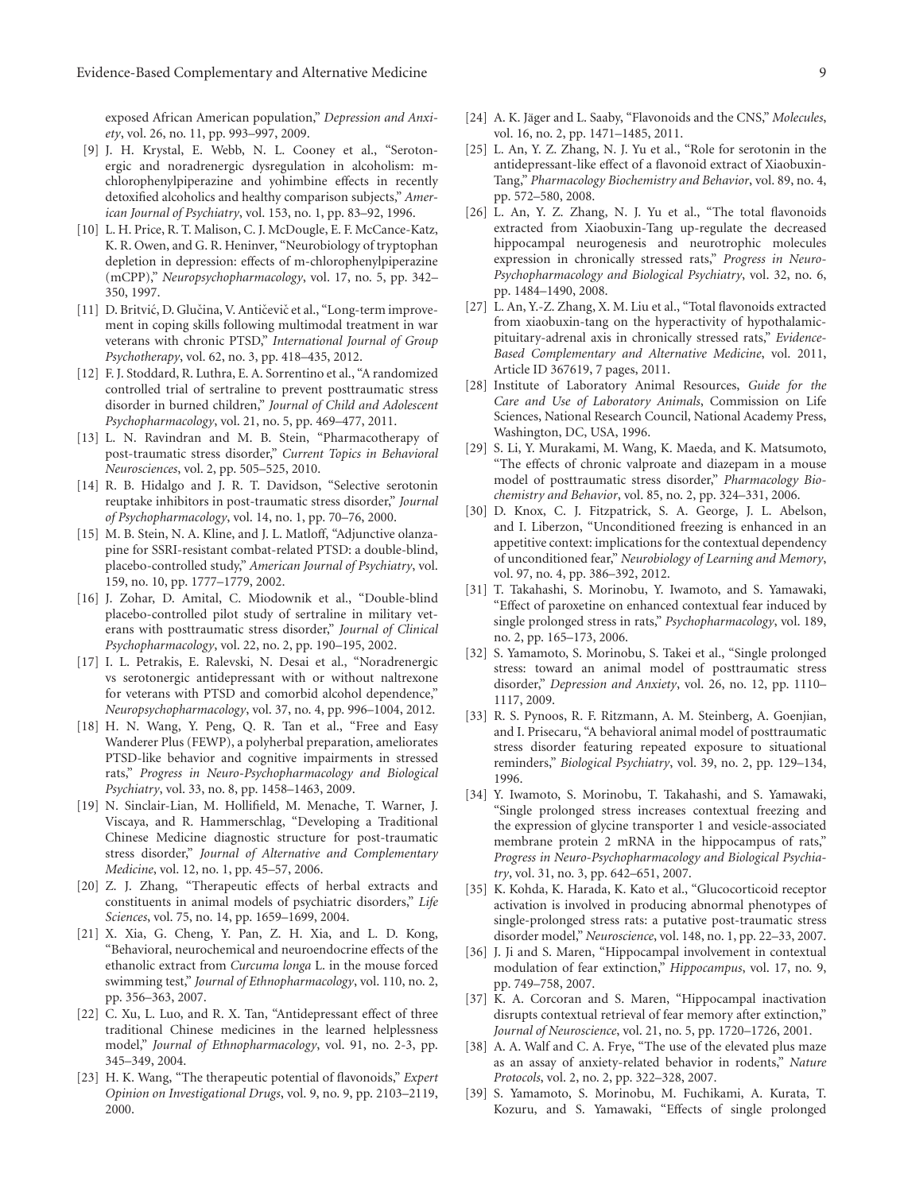exposed African American population," *Depression and Anxiety*, vol. 26, no. 11, pp. 993–997, 2009.

[9] J. H. Krystal, E. Webb, N. L. Cooney et al., "Serotonergic and noradrenergic dysregulation in alcoholism: m-chlorophenylpiperazine and yohimbine effects in recently detoxified alcoholics and healthy comparison subjects," *American Journal of Psychiatry*, vol. 153, no. 1, pp. 83–92, 1996.

[10] L. H. Price, R. T. Malison, C. J. McDougle, E. F. McCance-Katz, K. R. Owen, and G. R. Heninver, "Neurobiology of tryptophan depletion in depression: effects of m-chlorophenylpiperazine (mCPP)," *Neuropsychopharmacology*, vol. 17, no. 5, pp. 342–350, 1997.

[11] D. Britvić, D. Glučina, V. Antičevič et al., "Long-term improvement in coping skills following multimodal treatment in war veterans with chronic PTSD," *International Journal of Group Psychotherapy*, vol. 62, no. 3, pp. 418–435, 2012.

[12] F. J. Stoddard, R. Luthra, E. A. Sorrentino et al., "A randomized controlled trial of sertraline to prevent posttraumatic stress disorder in burned children," *Journal of Child and Adolescent Psychopharmacology*, vol. 21, no. 5, pp. 469–477, 2011.

[13] L. N. Ravindran and M. B. Stein, "Pharmacotherapy of post-traumatic stress disorder," *Current Topics in Behavioral Neurosciences*, vol. 2, pp. 505–525, 2010.

[14] R. B. Hidalgo and J. R. T. Davidson, "Selective serotonin reuptake inhibitors in post-traumatic stress disorder," *Journal of Psychopharmacology*, vol. 14, no. 1, pp. 70–76, 2000.

[15] M. B. Stein, N. A. Kline, and J. L. Matloff, "Adjunctive olanzapine for SSRI-resistant combat-related PTSD: a double-blind, placebo-controlled study," *American Journal of Psychiatry*, vol. 159, no. 10, pp. 1777–1779, 2002.

[16] J. Zohar, D. Amital, C. Miodownik et al., "Double-blind placebo-controlled pilot study of sertraline in military veterans with posttraumatic stress disorder," *Journal of Clinical Psychopharmacology*, vol. 22, no. 2, pp. 190–195, 2002.

[17] I. L. Petrakis, E. Ralevski, N. Desai et al., "Noradrenergic vs serotonergic antidepressant with or without naltrexone for veterans with PTSD and comorbid alcohol dependence," *Neuropsychopharmacology*, vol. 37, no. 4, pp. 996–1004, 2012.

[18] H. N. Wang, Y. Peng, Q. R. Tan et al., "Free and Easy Wanderer Plus (FEWP), a polyherbal preparation, ameliorates PTSD-like behavior and cognitive impairments in stressed rats," *Progress in Neuro-Psychopharmacology and Biological Psychiatry*, vol. 33, no. 8, pp. 1458–1463, 2009.

[19] N. Sinclair-Lian, M. Hollifield, M. Menache, T. Warner, J. Viscaya, and R. Hammerschlag, "Developing a Traditional Chinese Medicine diagnostic structure for post-traumatic stress disorder," *Journal of Alternative and Complementary Medicine*, vol. 12, no. 1, pp. 45–57, 2006.

[20] Z. J. Zhang, "Therapeutic effects of herbal extracts and constituents in animal models of psychiatric disorders," *Life Sciences*, vol. 75, no. 14, pp. 1659–1699, 2004.

[21] X. Xia, G. Cheng, Y. Pan, Z. H. Xia, and L. D. Kong, "Behavioral, neurochemical and neuroendocrine effects of the ethanolic extract from *Curcuma longa* L. in the mouse forced swimming test," *Journal of Ethnopharmacology*, vol. 110, no. 2, pp. 356–363, 2007.

[22] C. Xu, L. Luo, and R. X. Tan, "Antidepressant effect of three traditional Chinese medicines in the learned helplessness model," *Journal of Ethnopharmacology*, vol. 91, no. 2-3, pp. 345–349, 2004.

[23] H. K. Wang, "The therapeutic potential of flavonoids," *Expert Opinion on Investigational Drugs*, vol. 9, no. 9, pp. 2103–2119, 2000.

[24] A. K. Jäger and L. Saaby, "Flavonoids and the CNS," *Molecules*, vol. 16, no. 2, pp. 1471–1485, 2011.

[25] L. An, Y. Z. Zhang, N. J. Yu et al., "Role for serotonin in the antidepressant-like effect of a flavonoid extract of Xiaobuxin-Tang," *Pharmacology Biochemistry and Behavior*, vol. 89, no. 4, pp. 572–580, 2008.

[26] L. An, Y. Z. Zhang, N. J. Yu et al., "The total flavonoids extracted from Xiaobuxin-Tang up-regulate the decreased hippocampal neurogenesis and neurotrophic molecules expression in chronically stressed rats," *Progress in Neuro-Psychopharmacology and Biological Psychiatry*, vol. 32, no. 6, pp. 1484–1490, 2008.

[27] L. An, Y.-Z. Zhang, X. M. Liu et al., "Total flavonoids extracted from xiaobuxin-tang on the hyperactivity of hypothalamic-pituitary-adrenal axis in chronically stressed rats," *Evidence-Based Complementary and Alternative Medicine*, vol. 2011, Article ID 367619, 7 pages, 2011.

[28] Institute of Laboratory Animal Resources, *Guide for the Care and Use of Laboratory Animals*, Commission on Life Sciences, National Research Council, National Academy Press, Washington, DC, USA, 1996.

[29] S. Li, Y. Murakami, M. Wang, K. Maeda, and K. Matsumoto, "The effects of chronic valproate and diazepam in a mouse model of posttraumatic stress disorder," *Pharmacology Biochemistry and Behavior*, vol. 85, no. 2, pp. 324–331, 2006.

[30] D. Knox, C. J. Fitzpatrick, S. A. George, J. L. Abelson, and I. Liberzon, "Unconditioned freezing is enhanced in an appetitive context: implications for the contextual dependency of unconditioned fear," *Neurobiology of Learning and Memory*, vol. 97, no. 4, pp. 386–392, 2012.

[31] T. Takahashi, S. Morinobu, Y. Iwamoto, and S. Yamawaki, "Effect of paroxetine on enhanced contextual fear induced by single prolonged stress in rats," *Psychopharmacology*, vol. 189, no. 2, pp. 165–173, 2006.

[32] S. Yamamoto, S. Morinobu, S. Takei et al., "Single prolonged stress: toward an animal model of posttraumatic stress disorder," *Depression and Anxiety*, vol. 26, no. 12, pp. 1110–1117, 2009.

[33] R. S. Pynoos, R. F. Ritzmann, A. M. Steinberg, A. Goenjian, and I. Prisecaru, "A behavioral animal model of posttraumatic stress disorder featuring repeated exposure to situational reminders," *Biological Psychiatry*, vol. 39, no. 2, pp. 129–134, 1996.

[34] Y. Iwamoto, S. Morinobu, T. Takahashi, and S. Yamawaki, "Single prolonged stress increases contextual freezing and the expression of glycine transporter 1 and vesicle-associated membrane protein 2 mRNA in the hippocampus of rats," *Progress in Neuro-Psychopharmacology and Biological Psychiatry*, vol. 31, no. 3, pp. 642–651, 2007.

[35] K. Kohda, K. Harada, K. Kato et al., "Glucocorticoid receptor activation is involved in producing abnormal phenotypes of single-prolonged stress rats: a putative post-traumatic stress disorder model," *Neuroscience*, vol. 148, no. 1, pp. 22–33, 2007.

[36] J. Ji and S. Maren, "Hippocampal involvement in contextual modulation of fear extinction," *Hippocampus*, vol. 17, no. 9, pp. 749–758, 2007.

[37] K. A. Corcoran and S. Maren, "Hippocampal inactivation disrupts contextual retrieval of fear memory after extinction," *Journal of Neuroscience*, vol. 21, no. 5, pp. 1720–1726, 2001.

[38] A. A. Walf and C. A. Frye, "The use of the elevated plus maze as an assay of anxiety-related behavior in rodents," *Nature Protocols*, vol. 2, no. 2, pp. 322–328, 2007.

[39] S. Yamamoto, S. Morinobu, M. Fuchikami, A. Kurata, T. Kozuru, and S. Yamawaki, "Effects of single prolonged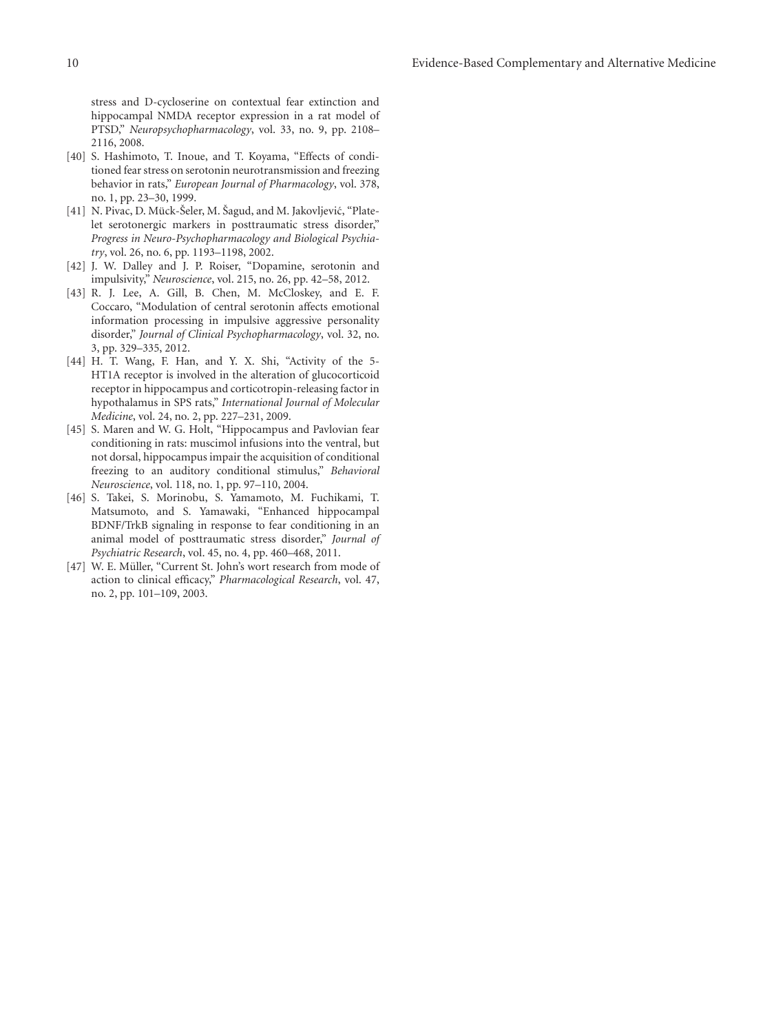stress and D-cycloserine on contextual fear extinction and hippocampal NMDA receptor expression in a rat model of PTSD," *Neuropsychopharmacology*, vol. 33, no. 9, pp. 2108–2116, 2008.

[40] S. Hashimoto, T. Inoue, and T. Koyama, "Effects of conditioned fear stress on serotonin neurotransmission and freezing behavior in rats," *European Journal of Pharmacology*, vol. 378, no. 1, pp. 23–30, 1999.

[41] N. Pivac, D. Mück-Šeler, M. Šagud, and M. Jakovljević, "Platelet serotonergic markers in posttraumatic stress disorder," *Progress in Neuro-Psychopharmacology and Biological Psychiatry*, vol. 26, no. 6, pp. 1193–1198, 2002.

[42] J. W. Dalley and J. P. Roiser, "Dopamine, serotonin and impulsivity," *Neuroscience*, vol. 215, no. 26, pp. 42–58, 2012.

[43] R. J. Lee, A. Gill, B. Chen, M. McCloskey, and E. F. Coccaro, "Modulation of central serotonin affects emotional information processing in impulsive aggressive personality disorder," *Journal of Clinical Psychopharmacology*, vol. 32, no. 3, pp. 329–335, 2012.

[44] H. T. Wang, F. Han, and Y. X. Shi, "Activity of the 5-HT1A receptor is involved in the alteration of glucocorticoid receptor in hippocampus and corticotropin-releasing factor in hypothalamus in SPS rats," *International Journal of Molecular Medicine*, vol. 24, no. 2, pp. 227–231, 2009.

[45] S. Maren and W. G. Holt, "Hippocampus and Pavlovian fear conditioning in rats: muscimol infusions into the ventral, but not dorsal, hippocampus impair the acquisition of conditional freezing to an auditory conditional stimulus," *Behavioral Neuroscience*, vol. 118, no. 1, pp. 97–110, 2004.

[46] S. Takei, S. Morinobu, S. Yamamoto, M. Fuchikami, T. Matsumoto, and S. Yamawaki, "Enhanced hippocampal BDNF/TrkB signaling in response to fear conditioning in an animal model of posttraumatic stress disorder," *Journal of Psychiatric Research*, vol. 45, no. 4, pp. 460–468, 2011.

[47] W. E. Müller, "Current St. John's wort research from mode of action to clinical efficacy," *Pharmacological Research*, vol. 47, no. 2, pp. 101–109, 2003.